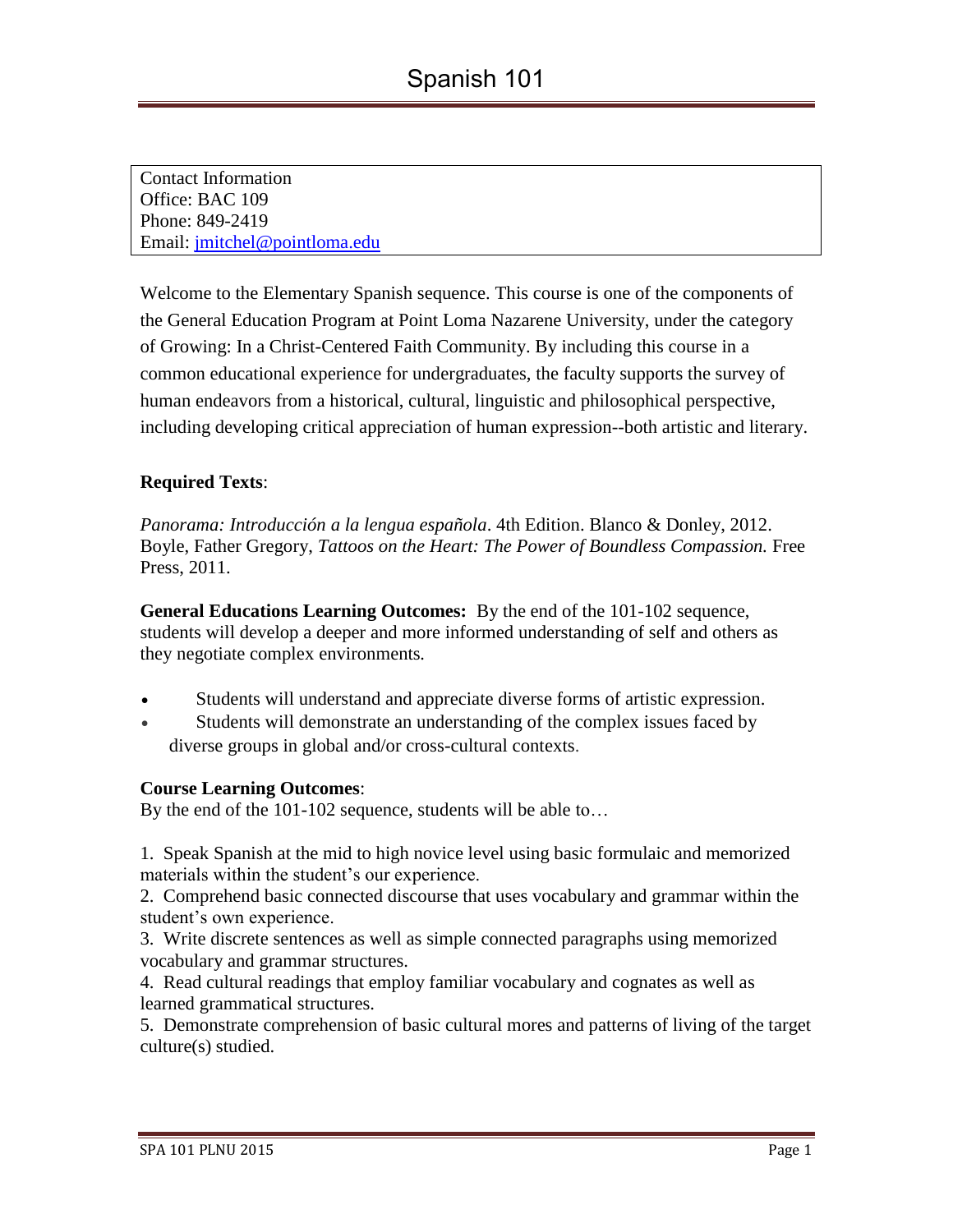# Spanish 101

Contact Information
Office: BAC 109
Phone: 849-2419
Email: jmitchel@pointloma.edu

Welcome to the Elementary Spanish sequence. This course is one of the components of the General Education Program at Point Loma Nazarene University, under the category of Growing: In a Christ-Centered Faith Community. By including this course in a common educational experience for undergraduates, the faculty supports the survey of human endeavors from a historical, cultural, linguistic and philosophical perspective, including developing critical appreciation of human expression--both artistic and literary.

**Required Texts**:

*Panorama: Introducción a la lengua española*. 4th Edition. Blanco & Donley, 2012.
Boyle, Father Gregory, *Tattoos on the Heart: The Power of Boundless Compassion.* Free Press, 2011.

**General Educations Learning Outcomes:** By the end of the 101-102 sequence, students will develop a deeper and more informed understanding of self and others as they negotiate complex environments.

- Students will understand and appreciate diverse forms of artistic expression.
- Students will demonstrate an understanding of the complex issues faced by diverse groups in global and/or cross-cultural contexts.

**Course Learning Outcomes**:
By the end of the 101-102 sequence, students will be able to…

1. Speak Spanish at the mid to high novice level using basic formulaic and memorized materials within the student's our experience.
2. Comprehend basic connected discourse that uses vocabulary and grammar within the student's own experience.
3. Write discrete sentences as well as simple connected paragraphs using memorized vocabulary and grammar structures.
4. Read cultural readings that employ familiar vocabulary and cognates as well as learned grammatical structures.
5. Demonstrate comprehension of basic cultural mores and patterns of living of the target culture(s) studied.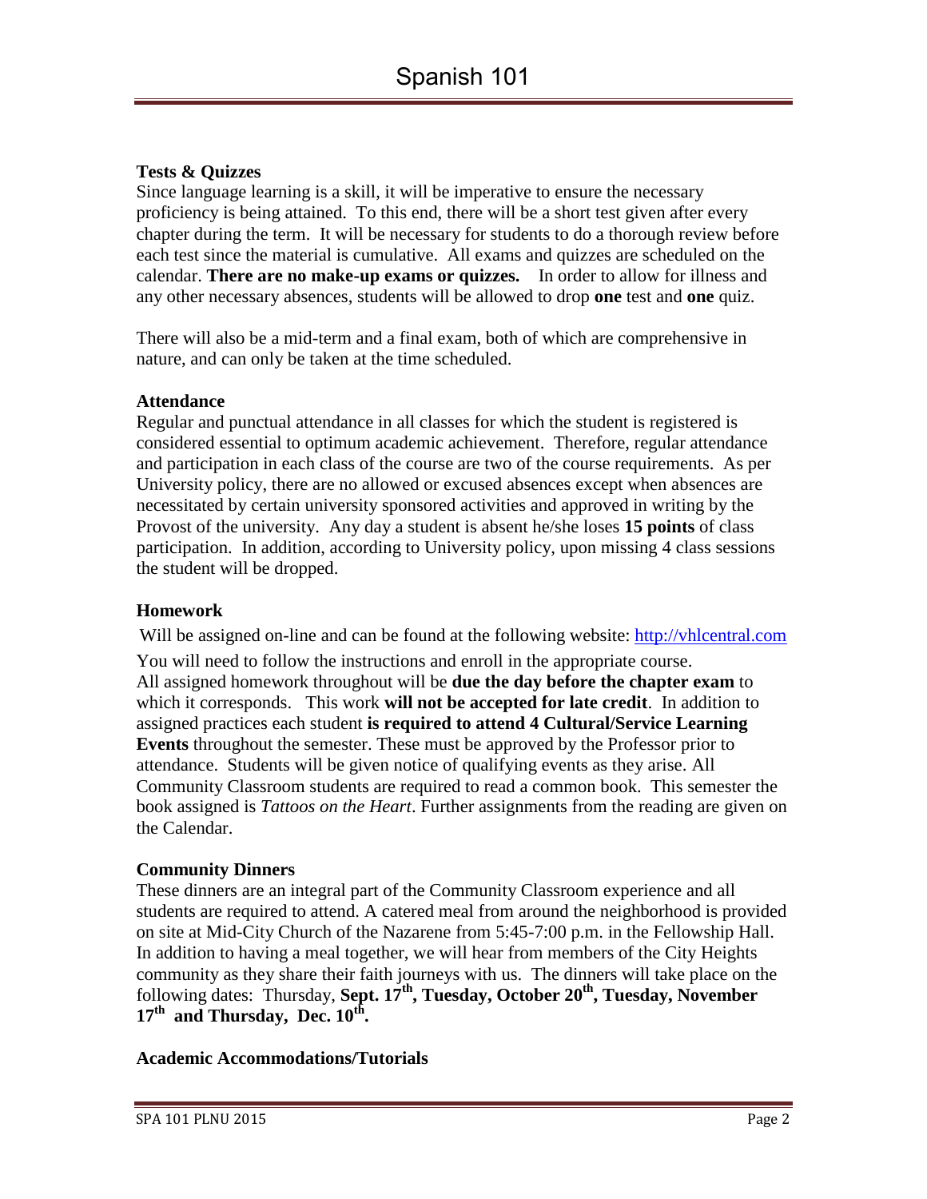**Tests & Quizzes**

Since language learning is a skill, it will be imperative to ensure the necessary proficiency is being attained. To this end, there will be a short test given after every chapter during the term. It will be necessary for students to do a thorough review before each test since the material is cumulative. All exams and quizzes are scheduled on the calendar. **There are no make-up exams or quizzes.** In order to allow for illness and any other necessary absences, students will be allowed to drop **one** test and **one** quiz.

There will also be a mid-term and a final exam, both of which are comprehensive in nature, and can only be taken at the time scheduled.

**Attendance**

Regular and punctual attendance in all classes for which the student is registered is considered essential to optimum academic achievement. Therefore, regular attendance and participation in each class of the course are two of the course requirements. As per University policy, there are no allowed or excused absences except when absences are necessitated by certain university sponsored activities and approved in writing by the Provost of the university. Any day a student is absent he/she loses **15 points** of class participation. In addition, according to University policy, upon missing 4 class sessions the student will be dropped.

**Homework**

Will be assigned on-line and can be found at the following website: [http://vhlcentral.com](http://vhlcentral.com)

You will need to follow the instructions and enroll in the appropriate course. All assigned homework throughout will be **due the day before the chapter exam** to which it corresponds. This work **will not be accepted for late credit**. In addition to assigned practices each student **is required to attend 4 Cultural/Service Learning Events** throughout the semester. These must be approved by the Professor prior to attendance. Students will be given notice of qualifying events as they arise. All Community Classroom students are required to read a common book. This semester the book assigned is *Tattoos on the Heart*. Further assignments from the reading are given on the Calendar.

**Community Dinners**

These dinners are an integral part of the Community Classroom experience and all students are required to attend. A catered meal from around the neighborhood is provided on site at Mid-City Church of the Nazarene from 5:45-7:00 p.m. in the Fellowship Hall. In addition to having a meal together, we will hear from members of the City Heights community as they share their faith journeys with us. The dinners will take place on the following dates: Thursday, **Sept. 17th, Tuesday, October 20th, Tuesday, November 17th and Thursday, Dec. 10th.**

**Academic Accommodations/Tutorials**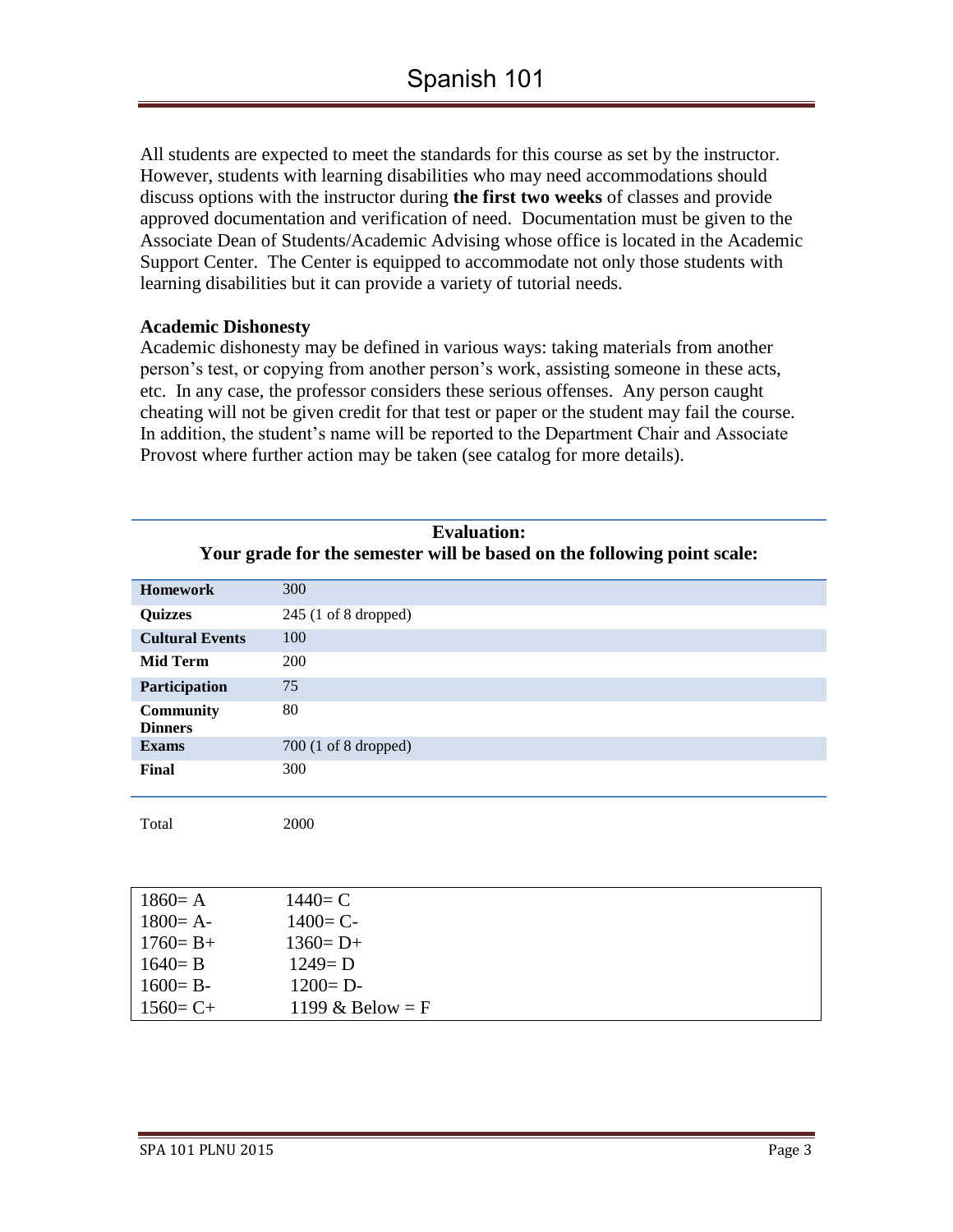# Spanish 101

All students are expected to meet the standards for this course as set by the instructor. However, students with learning disabilities who may need accommodations should discuss options with the instructor during **the first two weeks** of classes and provide approved documentation and verification of need. Documentation must be given to the Associate Dean of Students/Academic Advising whose office is located in the Academic Support Center. The Center is equipped to accommodate not only those students with learning disabilities but it can provide a variety of tutorial needs.

**Academic Dishonesty**

Academic dishonesty may be defined in various ways: taking materials from another person's test, or copying from another person's work, assisting someone in these acts, etc. In any case, the professor considers these serious offenses. Any person caught cheating will not be given credit for that test or paper or the student may fail the course. In addition, the student's name will be reported to the Department Chair and Associate Provost where further action may be taken (see catalog for more details).

**Evaluation:**
**Your grade for the semester will be based on the following point scale:**

| | |
|---|---|
| **Homework** | 300 |
| **Quizzes** | 245 (1 of 8 dropped) |
| **Cultural Events** | 100 |
| **Mid Term** | 200 |
| **Participation** | 75 |
| **Community Dinners** | 80 |
| **Exams** | 700 (1 of 8 dropped) |
| **Final** | 300 |
| Total | 2000 |

| | |
|---|---|
| 1860= A | 1440= C |
| 1800= A- | 1400= C- |
| 1760= B+ | 1360= D+ |
| 1640= B | 1249= D |
| 1600= B- | 1200= D- |
| 1560= C+ | 1199 & Below = F |